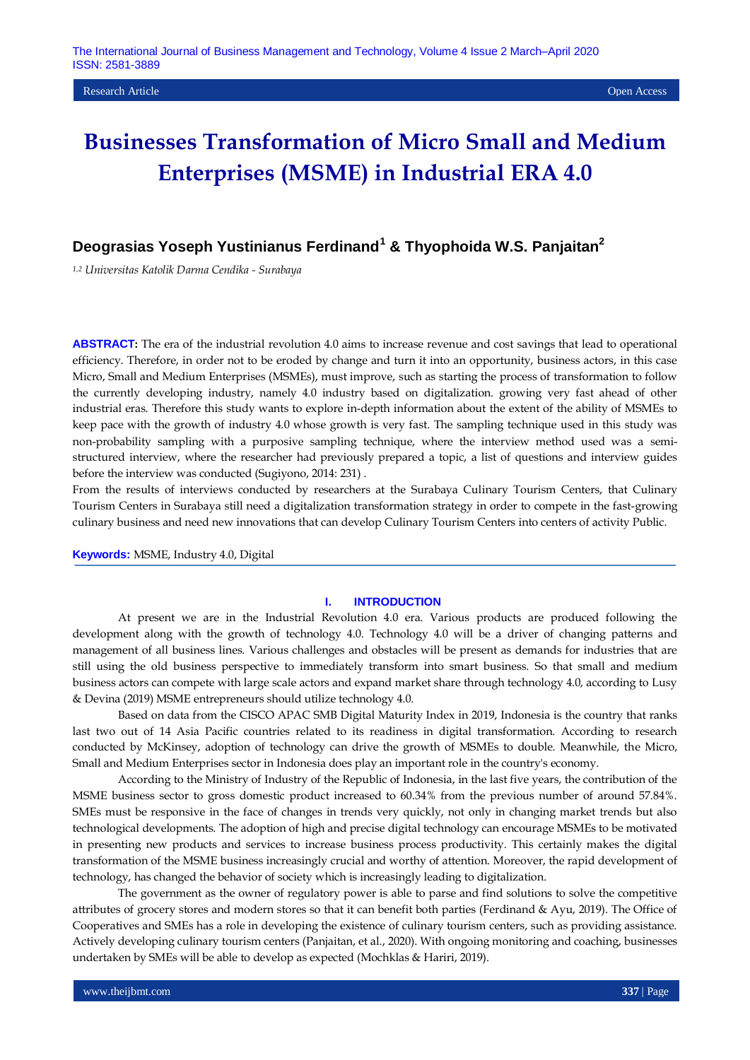Research Article | Open Access

# Businesses Transformation of Micro Small and Medium Enterprises (MSME) in Industrial ERA 4.0

**Deograsias Yoseph Yustinianus Ferdinand[1] & Thyophoida W.S. Panjaitan[2]**

*[1,2] Universitas Katolik Darma Cendika - Surabaya*

**ABSTRACT:** The era of the industrial revolution 4.0 aims to increase revenue and cost savings that lead to operational efficiency. Therefore, in order not to be eroded by change and turn it into an opportunity, business actors, in this case Micro, Small and Medium Enterprises (MSMEs), must improve, such as starting the process of transformation to follow the currently developing industry, namely 4.0 industry based on digitalization. growing very fast ahead of other industrial eras. Therefore this study wants to explore in-depth information about the extent of the ability of MSMEs to keep pace with the growth of industry 4.0 whose growth is very fast. The sampling technique used in this study was non-probability sampling with a purposive sampling technique, where the interview method used was a semi-structured interview, where the researcher had previously prepared a topic, a list of questions and interview guides before the interview was conducted (Sugiyono, 2014: 231) .

From the results of interviews conducted by researchers at the Surabaya Culinary Tourism Centers, that Culinary Tourism Centers in Surabaya still need a digitalization transformation strategy in order to compete in the fast-growing culinary business and need new innovations that can develop Culinary Tourism Centers into centers of activity Public.

**Keywords:** MSME, Industry 4.0, Digital

## I. INTRODUCTION

At present we are in the Industrial Revolution 4.0 era. Various products are produced following the development along with the growth of technology 4.0. Technology 4.0 will be a driver of changing patterns and management of all business lines. Various challenges and obstacles will be present as demands for industries that are still using the old business perspective to immediately transform into smart business. So that small and medium business actors can compete with large scale actors and expand market share through technology 4.0, according to Lusy & Devina (2019) MSME entrepreneurs should utilize technology 4.0.

Based on data from the CISCO APAC SMB Digital Maturity Index in 2019, Indonesia is the country that ranks last two out of 14 Asia Pacific countries related to its readiness in digital transformation. According to research conducted by McKinsey, adoption of technology can drive the growth of MSMEs to double. Meanwhile, the Micro, Small and Medium Enterprises sector in Indonesia does play an important role in the country's economy.

According to the Ministry of Industry of the Republic of Indonesia, in the last five years, the contribution of the MSME business sector to gross domestic product increased to 60.34% from the previous number of around 57.84%. SMEs must be responsive in the face of changes in trends very quickly, not only in changing market trends but also technological developments. The adoption of high and precise digital technology can encourage MSMEs to be motivated in presenting new products and services to increase business process productivity. This certainly makes the digital transformation of the MSME business increasingly crucial and worthy of attention. Moreover, the rapid development of technology, has changed the behavior of society which is increasingly leading to digitalization.

The government as the owner of regulatory power is able to parse and find solutions to solve the competitive attributes of grocery stores and modern stores so that it can benefit both parties (Ferdinand & Ayu, 2019). The Office of Cooperatives and SMEs has a role in developing the existence of culinary tourism centers, such as providing assistance. Actively developing culinary tourism centers (Panjaitan, et al., 2020). With ongoing monitoring and coaching, businesses undertaken by SMEs will be able to develop as expected (Mochklas & Hariri, 2019).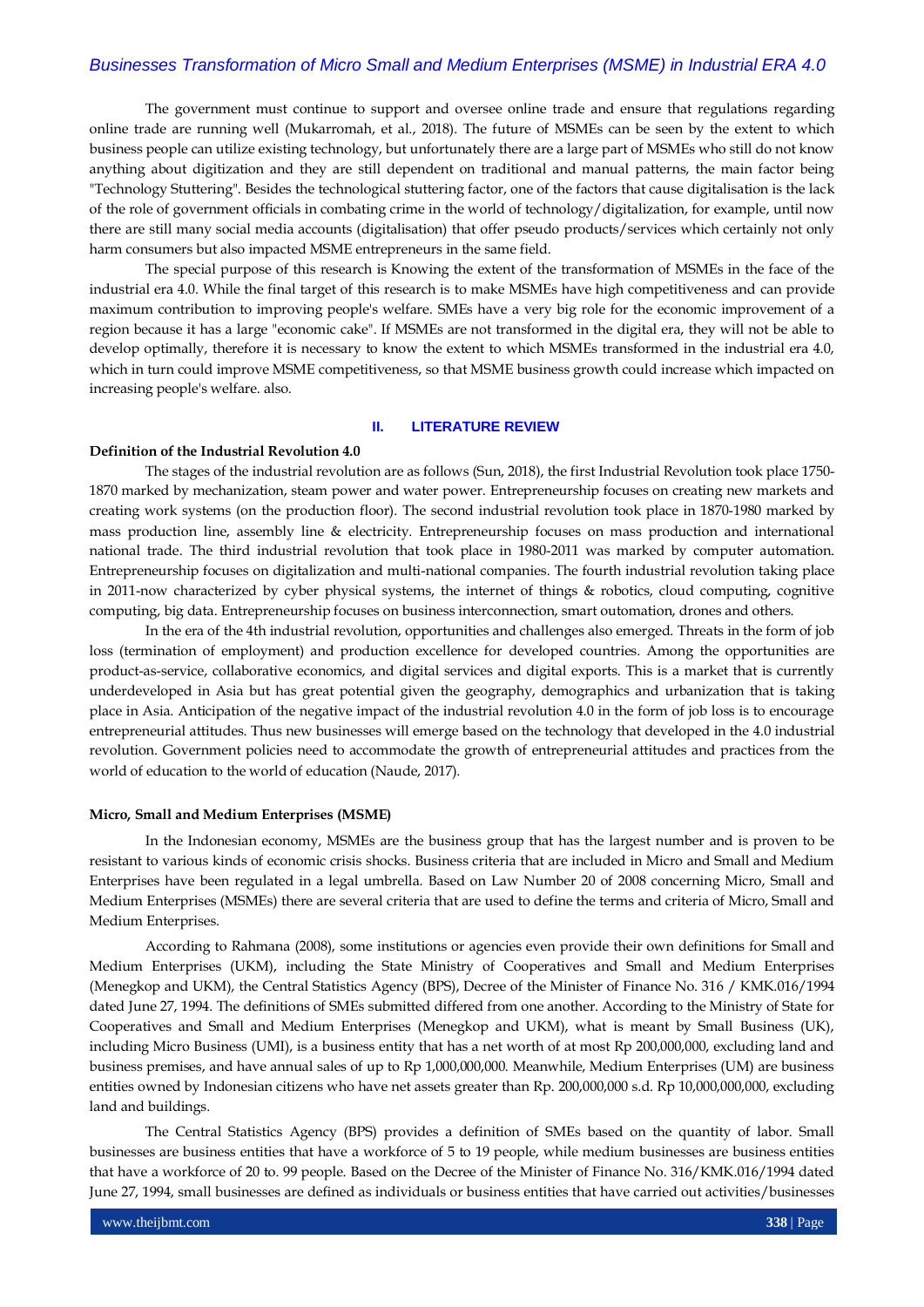The government must continue to support and oversee online trade and ensure that regulations regarding online trade are running well (Mukarromah, et al., 2018). The future of MSMEs can be seen by the extent to which business people can utilize existing technology, but unfortunately there are a large part of MSMEs who still do not know anything about digitization and they are still dependent on traditional and manual patterns, the main factor being "Technology Stuttering". Besides the technological stuttering factor, one of the factors that cause digitalisation is the lack of the role of government officials in combating crime in the world of technology/digitalization, for example, until now there are still many social media accounts (digitalisation) that offer pseudo products/services which certainly not only harm consumers but also impacted MSME entrepreneurs in the same field.

The special purpose of this research is Knowing the extent of the transformation of MSMEs in the face of the industrial era 4.0. While the final target of this research is to make MSMEs have high competitiveness and can provide maximum contribution to improving people's welfare. SMEs have a very big role for the economic improvement of a region because it has a large "economic cake". If MSMEs are not transformed in the digital era, they will not be able to develop optimally, therefore it is necessary to know the extent to which MSMEs transformed in the industrial era 4.0, which in turn could improve MSME competitiveness, so that MSME business growth could increase which impacted on increasing people's welfare. also.

## II. LITERATURE REVIEW

**Definition of the Industrial Revolution 4.0**

The stages of the industrial revolution are as follows (Sun, 2018), the first Industrial Revolution took place 1750-1870 marked by mechanization, steam power and water power. Entrepreneurship focuses on creating new markets and creating work systems (on the production floor). The second industrial revolution took place in 1870-1980 marked by mass production line, assembly line & electricity. Entrepreneurship focuses on mass production and international national trade. The third industrial revolution that took place in 1980-2011 was marked by computer automation. Entrepreneurship focuses on digitalization and multi-national companies. The fourth industrial revolution taking place in 2011-now characterized by cyber physical systems, the internet of things & robotics, cloud computing, cognitive computing, big data. Entrepreneurship focuses on business interconnection, smart outomation, drones and others.

In the era of the 4th industrial revolution, opportunities and challenges also emerged. Threats in the form of job loss (termination of employment) and production excellence for developed countries. Among the opportunities are product-as-service, collaborative economics, and digital services and digital exports. This is a market that is currently underdeveloped in Asia but has great potential given the geography, demographics and urbanization that is taking place in Asia. Anticipation of the negative impact of the industrial revolution 4.0 in the form of job loss is to encourage entrepreneurial attitudes. Thus new businesses will emerge based on the technology that developed in the 4.0 industrial revolution. Government policies need to accommodate the growth of entrepreneurial attitudes and practices from the world of education to the world of education (Naude, 2017).

**Micro, Small and Medium Enterprises (MSME)**

In the Indonesian economy, MSMEs are the business group that has the largest number and is proven to be resistant to various kinds of economic crisis shocks. Business criteria that are included in Micro and Small and Medium Enterprises have been regulated in a legal umbrella. Based on Law Number 20 of 2008 concerning Micro, Small and Medium Enterprises (MSMEs) there are several criteria that are used to define the terms and criteria of Micro, Small and Medium Enterprises.

According to Rahmana (2008), some institutions or agencies even provide their own definitions for Small and Medium Enterprises (UKM), including the State Ministry of Cooperatives and Small and Medium Enterprises (Menegkop and UKM), the Central Statistics Agency (BPS), Decree of the Minister of Finance No. 316 / KMK.016/1994 dated June 27, 1994. The definitions of SMEs submitted differed from one another. According to the Ministry of State for Cooperatives and Small and Medium Enterprises (Menegkop and UKM), what is meant by Small Business (UK), including Micro Business (UMI), is a business entity that has a net worth of at most Rp 200,000,000, excluding land and business premises, and have annual sales of up to Rp 1,000,000,000. Meanwhile, Medium Enterprises (UM) are business entities owned by Indonesian citizens who have net assets greater than Rp. 200,000,000 s.d. Rp 10,000,000,000, excluding land and buildings.

The Central Statistics Agency (BPS) provides a definition of SMEs based on the quantity of labor. Small businesses are business entities that have a workforce of 5 to 19 people, while medium businesses are business entities that have a workforce of 20 to. 99 people. Based on the Decree of the Minister of Finance No. 316/KMK.016/1994 dated June 27, 1994, small businesses are defined as individuals or business entities that have carried out activities/businesses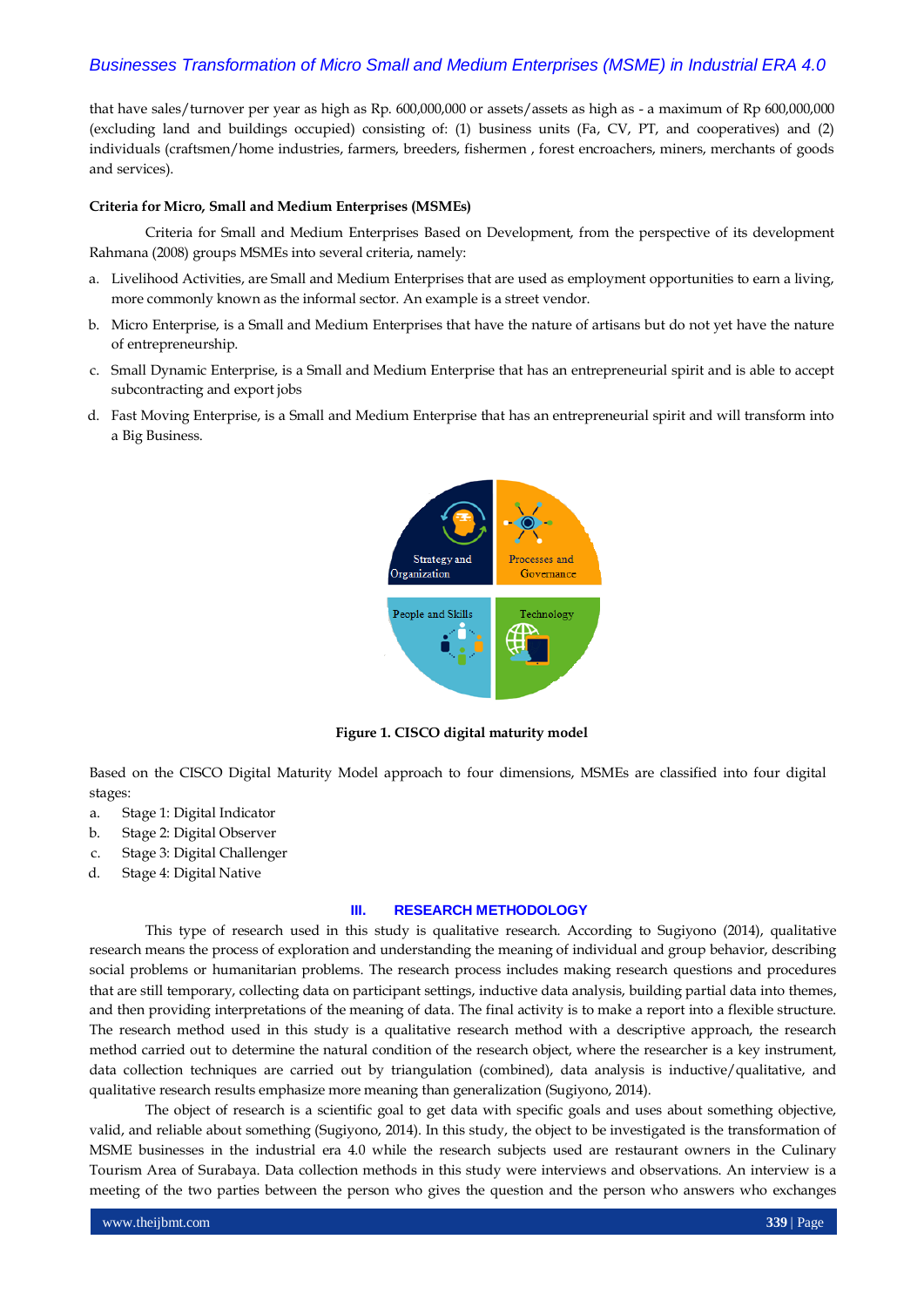that have sales/turnover per year as high as Rp. 600,000,000 or assets/assets as high as - a maximum of Rp 600,000,000 (excluding land and buildings occupied) consisting of: (1) business units (Fa, CV, PT, and cooperatives) and (2) individuals (craftsmen/home industries, farmers, breeders, fishermen , forest encroachers, miners, merchants of goods and services).

**Criteria for Micro, Small and Medium Enterprises (MSMEs)**

Criteria for Small and Medium Enterprises Based on Development, from the perspective of its development Rahmana (2008) groups MSMEs into several criteria, namely:

a. Livelihood Activities, are Small and Medium Enterprises that are used as employment opportunities to earn a living, more commonly known as the informal sector. An example is a street vendor.
b. Micro Enterprise, is a Small and Medium Enterprises that have the nature of artisans but do not yet have the nature of entrepreneurship.
c. Small Dynamic Enterprise, is a Small and Medium Enterprise that has an entrepreneurial spirit and is able to accept subcontracting and export jobs
d. Fast Moving Enterprise, is a Small and Medium Enterprise that has an entrepreneurial spirit and will transform into a Big Business.

**Figure 1. CISCO digital maturity model**

Based on the CISCO Digital Maturity Model approach to four dimensions, MSMEs are classified into four digital stages:

a. Stage 1: Digital Indicator
b. Stage 2: Digital Observer
c. Stage 3: Digital Challenger
d. Stage 4: Digital Native

## III. RESEARCH METHODOLOGY

This type of research used in this study is qualitative research. According to Sugiyono (2014), qualitative research means the process of exploration and understanding the meaning of individual and group behavior, describing social problems or humanitarian problems. The research process includes making research questions and procedures that are still temporary, collecting data on participant settings, inductive data analysis, building partial data into themes, and then providing interpretations of the meaning of data. The final activity is to make a report into a flexible structure. The research method used in this study is a qualitative research method with a descriptive approach, the research method carried out to determine the natural condition of the research object, where the researcher is a key instrument, data collection techniques are carried out by triangulation (combined), data analysis is inductive/qualitative, and qualitative research results emphasize more meaning than generalization (Sugiyono, 2014).

The object of research is a scientific goal to get data with specific goals and uses about something objective, valid, and reliable about something (Sugiyono, 2014). In this study, the object to be investigated is the transformation of MSME businesses in the industrial era 4.0 while the research subjects used are restaurant owners in the Culinary Tourism Area of Surabaya. Data collection methods in this study were interviews and observations. An interview is a meeting of the two parties between the person who gives the question and the person who answers who exchanges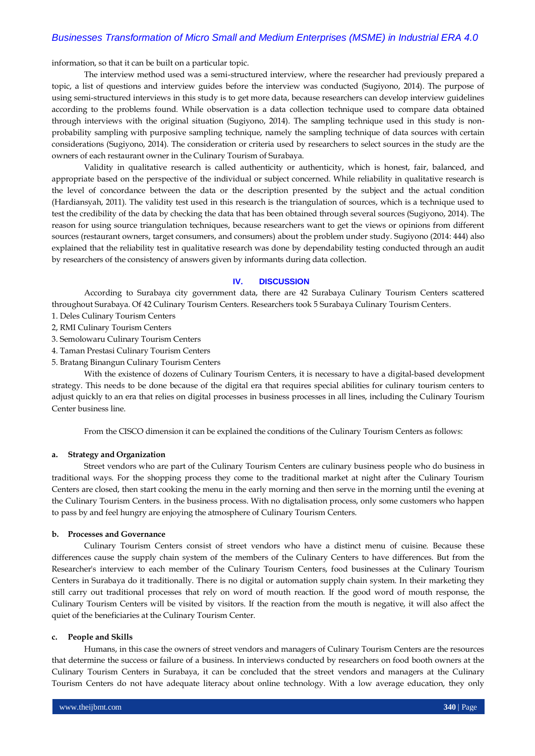information, so that it can be built on a particular topic.

The interview method used was a semi-structured interview, where the researcher had previously prepared a topic, a list of questions and interview guides before the interview was conducted (Sugiyono, 2014). The purpose of using semi-structured interviews in this study is to get more data, because researchers can develop interview guidelines according to the problems found. While observation is a data collection technique used to compare data obtained through interviews with the original situation (Sugiyono, 2014). The sampling technique used in this study is non-probability sampling with purposive sampling technique, namely the sampling technique of data sources with certain considerations (Sugiyono, 2014). The consideration or criteria used by researchers to select sources in the study are the owners of each restaurant owner in the Culinary Tourism of Surabaya.

Validity in qualitative research is called authenticity or authenticity, which is honest, fair, balanced, and appropriate based on the perspective of the individual or subject concerned. While reliability in qualitative research is the level of concordance between the data or the description presented by the subject and the actual condition (Hardiansyah, 2011). The validity test used in this research is the triangulation of sources, which is a technique used to test the credibility of the data by checking the data that has been obtained through several sources (Sugiyono, 2014). The reason for using source triangulation techniques, because researchers want to get the views or opinions from different sources (restaurant owners, target consumers, and consumers) about the problem under study. Sugiyono (2014: 444) also explained that the reliability test in qualitative research was done by dependability testing conducted through an audit by researchers of the consistency of answers given by informants during data collection.

## IV. DISCUSSION

According to Surabaya city government data, there are 42 Surabaya Culinary Tourism Centers scattered throughout Surabaya. Of 42 Culinary Tourism Centers. Researchers took 5 Surabaya Culinary Tourism Centers.

1. Deles Culinary Tourism Centers
2, RMI Culinary Tourism Centers
3. Semolowaru Culinary Tourism Centers
4. Taman Prestasi Culinary Tourism Centers
5. Bratang Binangun Culinary Tourism Centers

With the existence of dozens of Culinary Tourism Centers, it is necessary to have a digital-based development strategy. This needs to be done because of the digital era that requires special abilities for culinary tourism centers to adjust quickly to an era that relies on digital processes in business processes in all lines, including the Culinary Tourism Center business line.

From the CISCO dimension it can be explained the conditions of the Culinary Tourism Centers as follows:

**a. Strategy and Organization**

Street vendors who are part of the Culinary Tourism Centers are culinary business people who do business in traditional ways. For the shopping process they come to the traditional market at night after the Culinary Tourism Centers are closed, then start cooking the menu in the early morning and then serve in the morning until the evening at the Culinary Tourism Centers. in the business process. With no digtalisation process, only some customers who happen to pass by and feel hungry are enjoying the atmosphere of Culinary Tourism Centers.

**b. Processes and Governance**

Culinary Tourism Centers consist of street vendors who have a distinct menu of cuisine. Because these differences cause the supply chain system of the members of the Culinary Centers to have differences. But from the Researcher's interview to each member of the Culinary Tourism Centers, food businesses at the Culinary Tourism Centers in Surabaya do it traditionally. There is no digital or automation supply chain system. In their marketing they still carry out traditional processes that rely on word of mouth reaction. If the good word of mouth response, the Culinary Tourism Centers will be visited by visitors. If the reaction from the mouth is negative, it will also affect the quiet of the beneficiaries at the Culinary Tourism Center.

**c. People and Skills**

Humans, in this case the owners of street vendors and managers of Culinary Tourism Centers are the resources that determine the success or failure of a business. In interviews conducted by researchers on food booth owners at the Culinary Tourism Centers in Surabaya, it can be concluded that the street vendors and managers at the Culinary Tourism Centers do not have adequate literacy about online technology. With a low average education, they only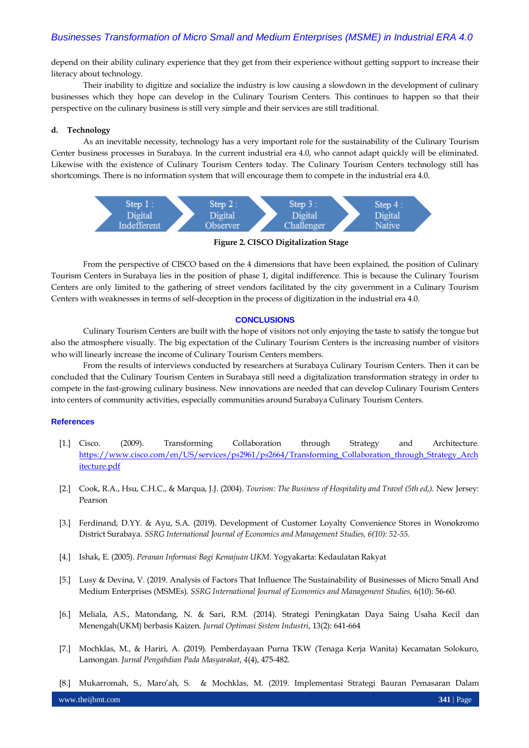depend on their ability culinary experience that they get from their experience without getting support to increase their literacy about technology.

Their inability to digitize and socialize the industry is low causing a slowdown in the development of culinary businesses which they hope can develop in the Culinary Tourism Centers. This continues to happen so that their perspective on the culinary business is still very simple and their services are still traditional.

**d. Technology**

As an inevitable necessity, technology has a very important role for the sustainability of the Culinary Tourism Center business processes in Surabaya. In the current industrial era 4.0, who cannot adapt quickly will be eliminated. Likewise with the existence of Culinary Tourism Centers today. The Culinary Tourism Centers technology still has shortcomings. There is no information system that will encourage them to compete in the industrial era 4.0.

Step 1 : Digital Indefferent → Step 2 : Digital Observer → Step 3 : Digital Challenger → Step 4 : Digital Native

**Figure 2. CISCO Digitalization Stage**

From the perspective of CISCO based on the 4 dimensions that have been explained, the position of Culinary Tourism Centers in Surabaya lies in the position of phase 1, digital indifference. This is because the Culinary Tourism Centers are only limited to the gathering of street vendors facilitated by the city government in a Culinary Tourism Centers with weaknesses in terms of self-deception in the process of digitization in the industrial era 4.0.

## CONCLUSIONS

Culinary Tourism Centers are built with the hope of visitors not only enjoying the taste to satisfy the tongue but also the atmosphere visually. The big expectation of the Culinary Tourism Centers is the increasing number of visitors who will linearly increase the income of Culinary Tourism Centers members.

From the results of interviews conducted by researchers at Surabaya Culinary Tourism Centers. Then it can be concluded that the Culinary Tourism Centers in Surabaya still need a digitalization transformation strategy in order to compete in the fast-growing culinary business. New innovations are needed that can develop Culinary Tourism Centers into centers of community activities, especially communities around Surabaya Culinary Tourism Centers.

## References

[1.] Cisco. (2009). Transforming Collaboration through Strategy and Architecture. https://www.cisco.com/en/US/services/ps2961/ps2664/Transforming_Collaboration_through_Strategy_Architecture.pdf

[2.] Cook, R.A., Hsu, C.H.C., & Marqua, J.J. (2004). *Tourism: The Business of Hospitality and Travel (5th ed,).* New Jersey: Pearson

[3.] Ferdinand, D.YY. & Ayu, S.A. (2019). Development of Customer Loyalty Convenience Stores in Wonokromo District Surabaya. *SSRG International Journal of Economics and Management Studies, 6(10): 52-55.*

[4.] Ishak, E. (2005). *Peranan Informasi Bagi Kemajuan UKM*. Yogyakarta: Kedaulatan Rakyat

[5.] Lusy & Devina, V. (2019. Analysis of Factors That Influence The Sustainability of Businesses of Micro Small And Medium Enterprises (MSMEs). *SSRG International Journal of Economics and Management Studies,* 6(10): 56-60.

[6.] Meliala, A.S., Matondang, N. & Sari, R.M. (2014). Strategi Peningkatan Daya Saing Usaha Kecil dan Menengah(UKM) berbasis Kaizen. *Jurnal Optimasi Sistem Industri*, 13(2): 641-664

[7.] Mochklas, M., & Hariri, A. (2019). Pemberdayaan Purna TKW (Tenaga Kerja Wanita) Kecamatan Solokuro, Lamongan. *Jurnal Pengabdian Pada Masyarakat*, *4*(4), 475-482.

[8.] Mukarromah, S., Maro'ah, S. & Mochklas, M. (2019. Implementasi Strategi Bauran Pemasaran Dalam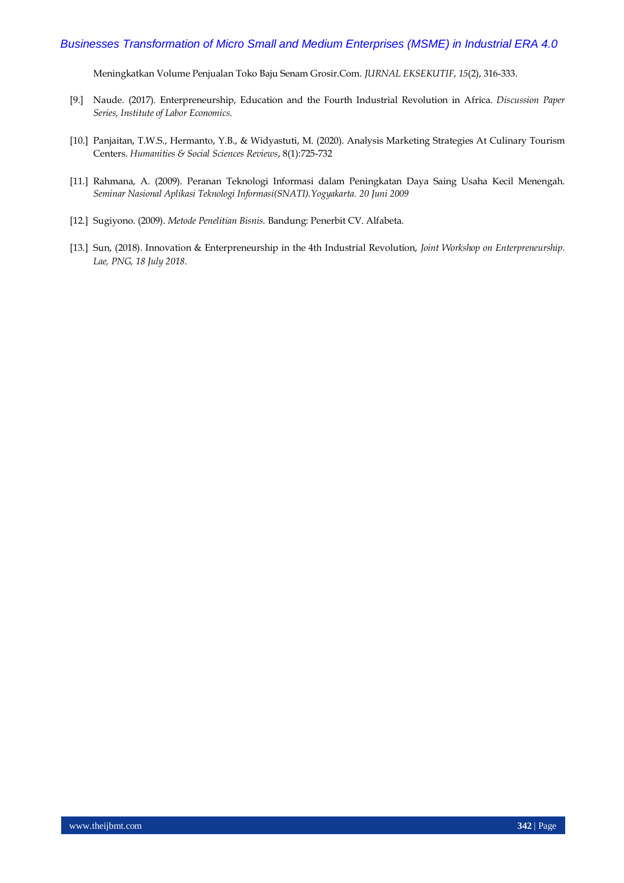Meningkatkan Volume Penjualan Toko Baju Senam Grosir.Com. *JURNAL EKSEKUTIF*, *15*(2), 316-333.

[9.] Naude. (2017). Enterpreneurship, Education and the Fourth Industrial Revolution in Africa. *Discussion Paper Series, Institute of Labor Economics.*

[10.] Panjaitan, T.W.S., Hermanto, Y.B., & Widyastuti, M. (2020). Analysis Marketing Strategies At Culinary Tourism Centers. *Humanities & Social Sciences Reviews*, 8(1):725-732

[11.] Rahmana, A. (2009). Peranan Teknologi Informasi dalam Peningkatan Daya Saing Usaha Kecil Menengah. *Seminar Nasional Aplikasi Teknologi Informasi(SNATI).Yogyakarta. 20 Juni 2009*

[12.] Sugiyono. (2009). *Metode Penelitian Bisnis.* Bandung: Penerbit CV. Alfabeta.

[13.] Sun, (2018). Innovation & Enterpreneurship in the 4th Industrial Revolution, *Joint Workshop on Enterpreneurship. Lae, PNG, 18 July 2018.*